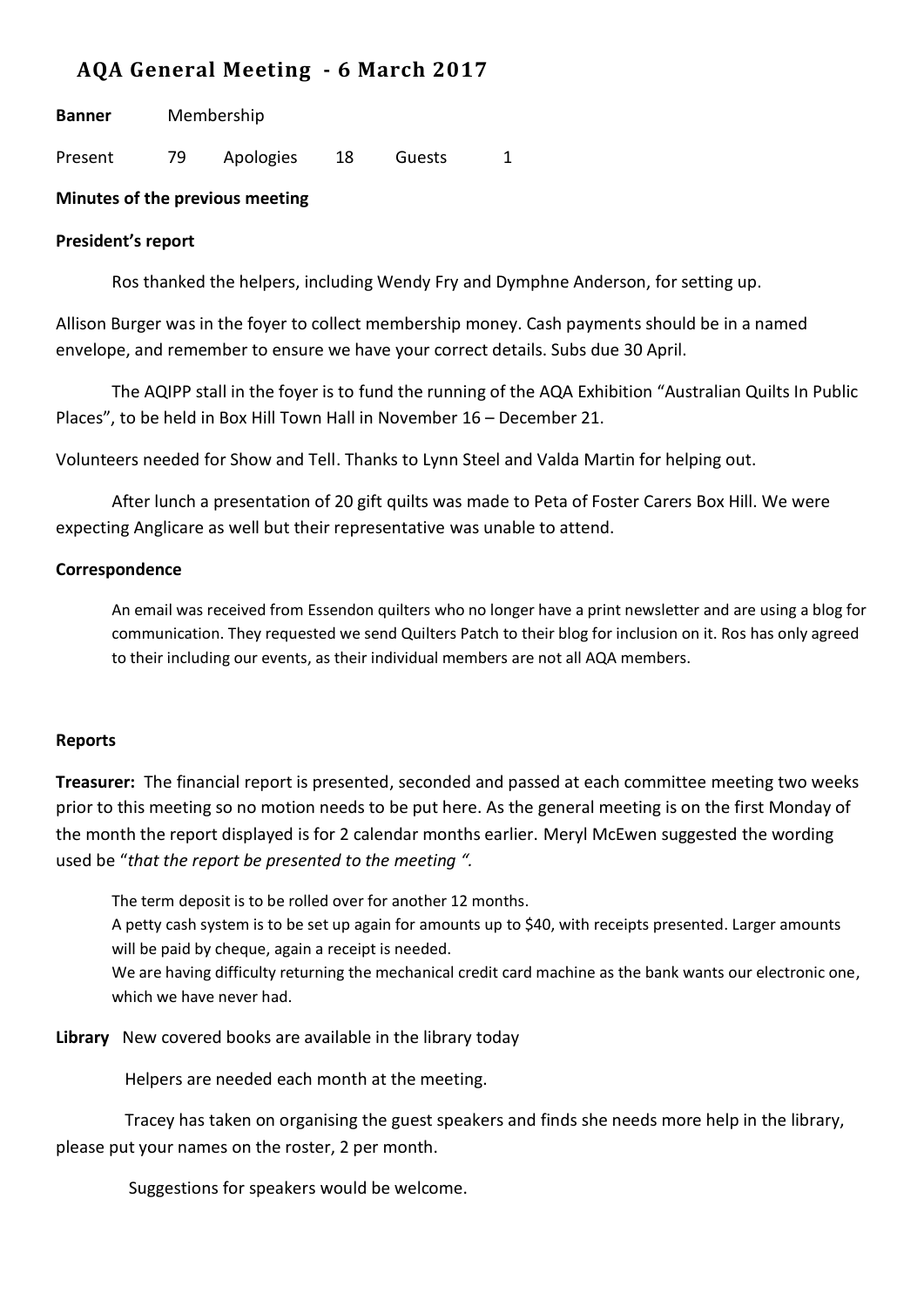## AQA General Meeting - 6 March 2017

**Banner** Membership

Present 79 Apologies 18 Guests 1

**Minutes of the previous meeting**

**President's report**

Ros thanked the helpers, including Wendy Fry and Dymphne Anderson, for setting up.

Allison Burger was in the foyer to collect membership money. Cash payments should be in a named envelope, and remember to ensure we have your correct details. Subs due 30 April.

The AQIPP stall in the foyer is to fund the running of the AQA Exhibition "Australian Quilts In Public Places", to be held in Box Hill Town Hall in November 16 – December 21.

Volunteers needed for Show and Tell. Thanks to Lynn Steel and Valda Martin for helping out.

After lunch a presentation of 20 gift quilts was made to Peta of Foster Carers Box Hill. We were expecting Anglicare as well but their representative was unable to attend.

**Correspondence**

An email was received from Essendon quilters who no longer have a print newsletter and are using a blog for communication. They requested we send Quilters Patch to their blog for inclusion on it. Ros has only agreed to their including our events, as their individual members are not all AQA members.

**Reports**

**Treasurer:** The financial report is presented, seconded and passed at each committee meeting two weeks prior to this meeting so no motion needs to be put here. As the general meeting is on the first Monday of the month the report displayed is for 2 calendar months earlier. Meryl McEwen suggested the wording used be "*that the report be presented to the meeting ".*

The term deposit is to be rolled over for another 12 months.
A petty cash system is to be set up again for amounts up to $40, with receipts presented. Larger amounts will be paid by cheque, again a receipt is needed.
We are having difficulty returning the mechanical credit card machine as the bank wants our electronic one, which we have never had.

**Library** New covered books are available in the library today

Helpers are needed each month at the meeting.

Tracey has taken on organising the guest speakers and finds she needs more help in the library, please put your names on the roster, 2 per month.

Suggestions for speakers would be welcome.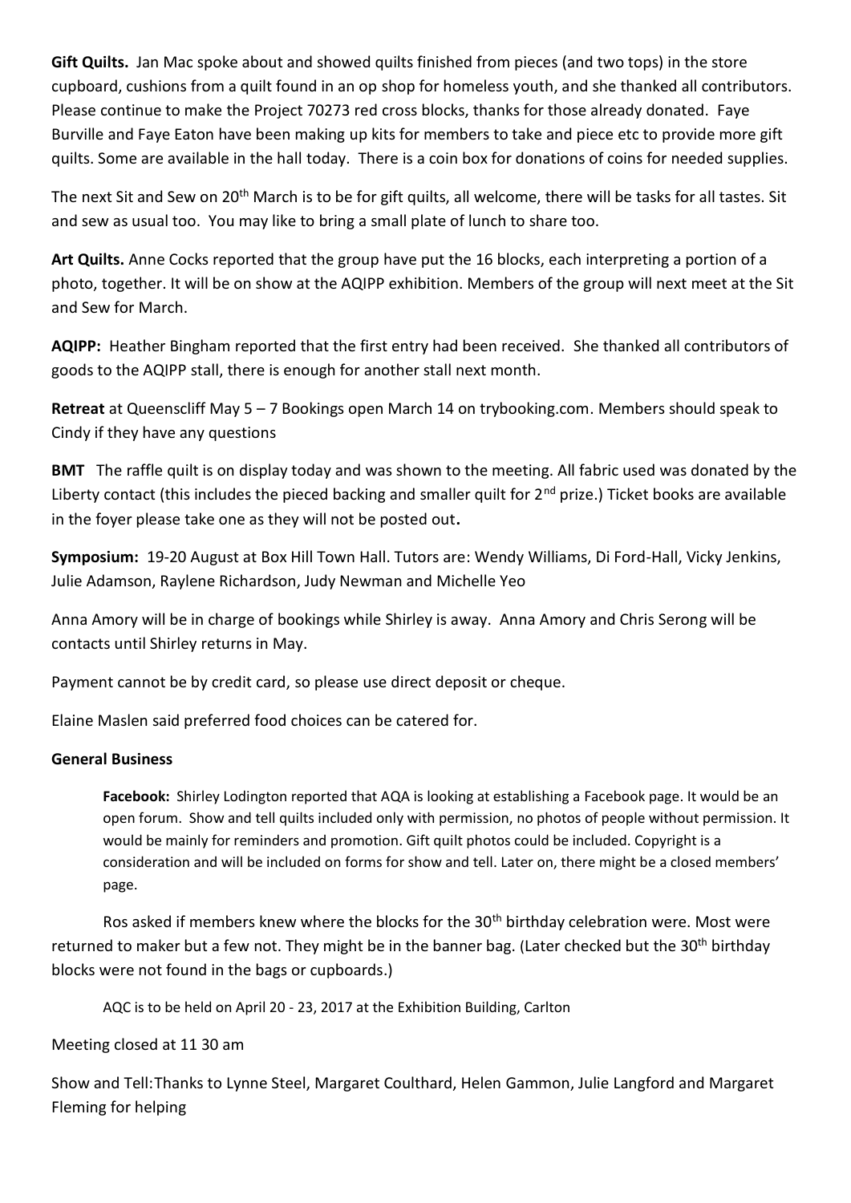**Gift Quilts.** Jan Mac spoke about and showed quilts finished from pieces (and two tops) in the store cupboard, cushions from a quilt found in an op shop for homeless youth, and she thanked all contributors. Please continue to make the Project 70273 red cross blocks, thanks for those already donated. Faye Burville and Faye Eaton have been making up kits for members to take and piece etc to provide more gift quilts. Some are available in the hall today. There is a coin box for donations of coins for needed supplies.

The next Sit and Sew on 20th March is to be for gift quilts, all welcome, there will be tasks for all tastes. Sit and sew as usual too. You may like to bring a small plate of lunch to share too.

**Art Quilts.** Anne Cocks reported that the group have put the 16 blocks, each interpreting a portion of a photo, together. It will be on show at the AQIPP exhibition. Members of the group will next meet at the Sit and Sew for March.

**AQIPP:** Heather Bingham reported that the first entry had been received. She thanked all contributors of goods to the AQIPP stall, there is enough for another stall next month.

**Retreat** at Queenscliff May 5 – 7 Bookings open March 14 on trybooking.com. Members should speak to Cindy if they have any questions

**BMT** The raffle quilt is on display today and was shown to the meeting. All fabric used was donated by the Liberty contact (this includes the pieced backing and smaller quilt for 2nd prize.) Ticket books are available in the foyer please take one as they will not be posted out**.**

**Symposium:** 19-20 August at Box Hill Town Hall. Tutors are: Wendy Williams, Di Ford-Hall, Vicky Jenkins, Julie Adamson, Raylene Richardson, Judy Newman and Michelle Yeo

Anna Amory will be in charge of bookings while Shirley is away. Anna Amory and Chris Serong will be contacts until Shirley returns in May.

Payment cannot be by credit card, so please use direct deposit or cheque.

Elaine Maslen said preferred food choices can be catered for.

**General Business**

**Facebook:** Shirley Lodington reported that AQA is looking at establishing a Facebook page. It would be an open forum. Show and tell quilts included only with permission, no photos of people without permission. It would be mainly for reminders and promotion. Gift quilt photos could be included. Copyright is a consideration and will be included on forms for show and tell. Later on, there might be a closed members' page.

Ros asked if members knew where the blocks for the 30th birthday celebration were. Most were returned to maker but a few not. They might be in the banner bag. (Later checked but the 30th birthday blocks were not found in the bags or cupboards.)

AQC is to be held on April 20 - 23, 2017 at the Exhibition Building, Carlton

Meeting closed at 11 30 am

Show and Tell:Thanks to Lynne Steel, Margaret Coulthard, Helen Gammon, Julie Langford and Margaret Fleming for helping